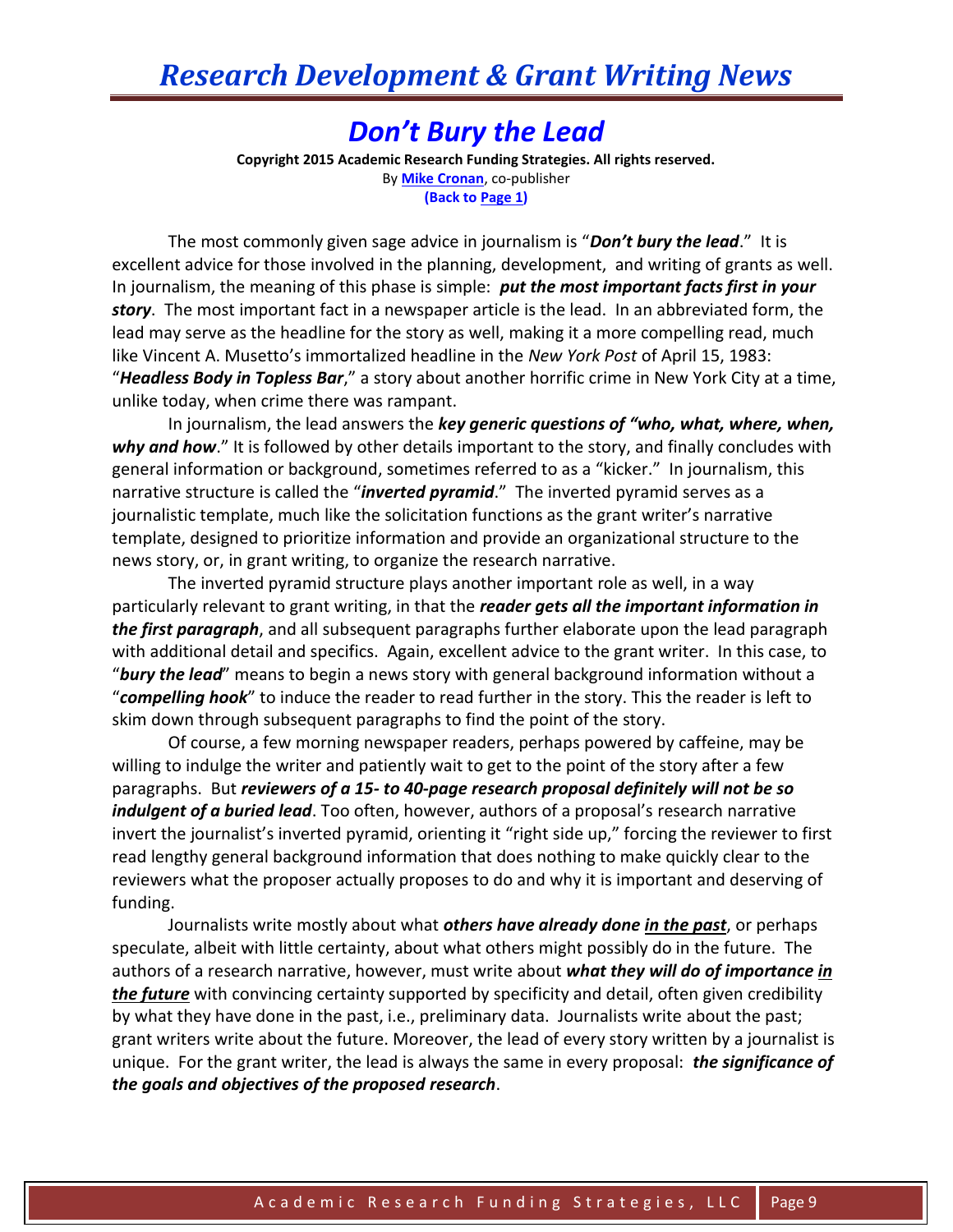# Don't Bury the Lead

**Copyright 2015 Academic Research Funding Strategies. All rights reserved.**
By **Mike Cronan**, co-publisher
**(Back to Page 1)**

The most commonly given sage advice in journalism is "***Don't bury the lead***." It is excellent advice for those involved in the planning, development, and writing of grants as well. In journalism, the meaning of this phase is simple: ***put the most important facts first in your story***. The most important fact in a newspaper article is the lead. In an abbreviated form, the lead may serve as the headline for the story as well, making it a more compelling read, much like Vincent A. Musetto's immortalized headline in the *New York Post* of April 15, 1983: "***Headless Body in Topless Bar***," a story about another horrific crime in New York City at a time, unlike today, when crime there was rampant.

In journalism, the lead answers the ***key generic questions of "who, what, where, when, why and how***." It is followed by other details important to the story, and finally concludes with general information or background, sometimes referred to as a "kicker." In journalism, this narrative structure is called the "***inverted pyramid***." The inverted pyramid serves as a journalistic template, much like the solicitation functions as the grant writer's narrative template, designed to prioritize information and provide an organizational structure to the news story, or, in grant writing, to organize the research narrative.

The inverted pyramid structure plays another important role as well, in a way particularly relevant to grant writing, in that the ***reader gets all the important information in the first paragraph***, and all subsequent paragraphs further elaborate upon the lead paragraph with additional detail and specifics. Again, excellent advice to the grant writer. In this case, to "***bury the lead***" means to begin a news story with general background information without a "***compelling hook***" to induce the reader to read further in the story. This the reader is left to skim down through subsequent paragraphs to find the point of the story.

Of course, a few morning newspaper readers, perhaps powered by caffeine, may be willing to indulge the writer and patiently wait to get to the point of the story after a few paragraphs. But ***reviewers of a 15- to 40-page research proposal definitely will not be so indulgent of a buried lead***. Too often, however, authors of a proposal's research narrative invert the journalist's inverted pyramid, orienting it "right side up," forcing the reviewer to first read lengthy general background information that does nothing to make quickly clear to the reviewers what the proposer actually proposes to do and why it is important and deserving of funding.

Journalists write mostly about what ***others have already done <u>in the past</u>***, or perhaps speculate, albeit with little certainty, about what others might possibly do in the future. The authors of a research narrative, however, must write about ***what they will do of importance <u>in the future</u>*** with convincing certainty supported by specificity and detail, often given credibility by what they have done in the past, i.e., preliminary data. Journalists write about the past; grant writers write about the future. Moreover, the lead of every story written by a journalist is unique. For the grant writer, the lead is always the same in every proposal: ***the significance of the goals and objectives of the proposed research***.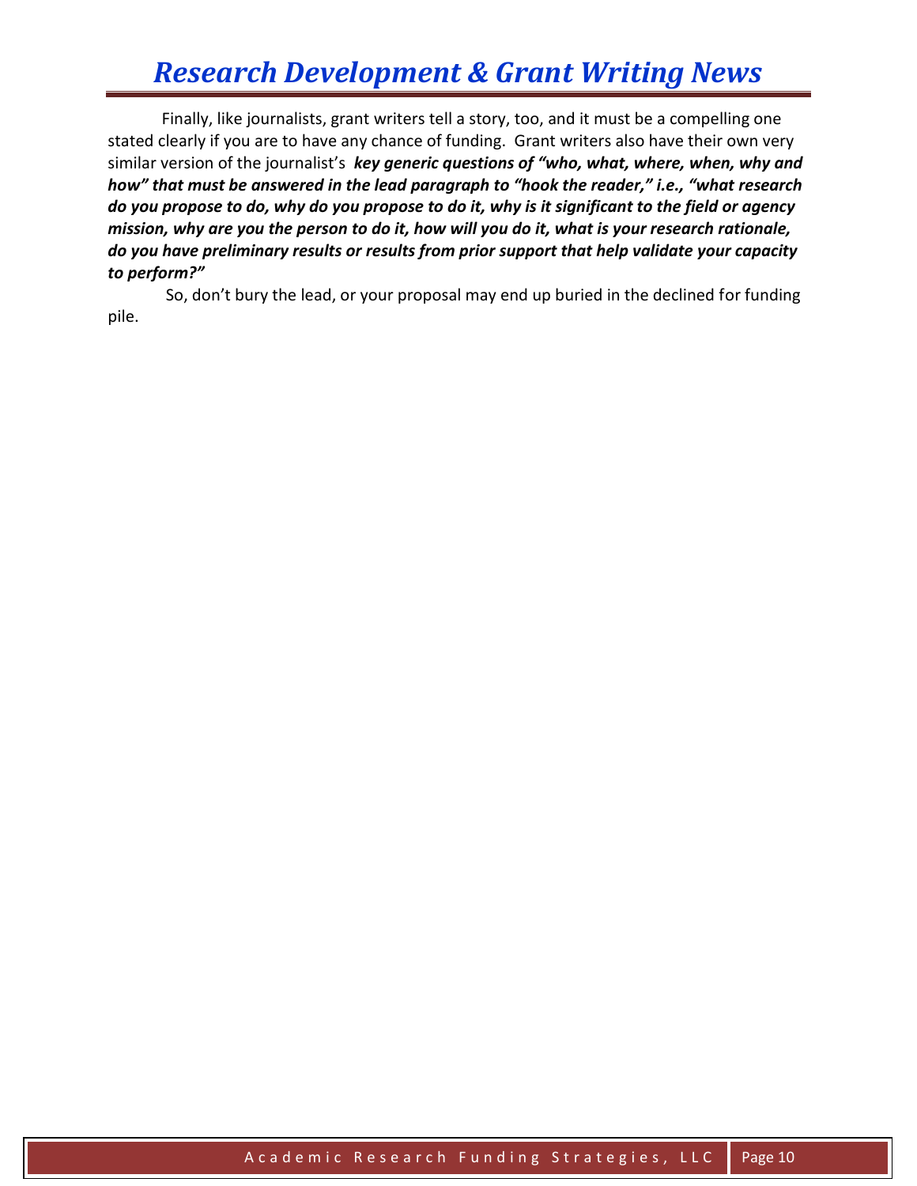Finally, like journalists, grant writers tell a story, too, and it must be a compelling one stated clearly if you are to have any chance of funding. Grant writers also have their own very similar version of the journalist's ***key generic questions of "who, what, where, when, why and how" that must be answered in the lead paragraph to "hook the reader," i.e., "what research do you propose to do, why do you propose to do it, why is it significant to the field or agency mission, why are you the person to do it, how will you do it, what is your research rationale, do you have preliminary results or results from prior support that help validate your capacity to perform?"***

So, don't bury the lead, or your proposal may end up buried in the declined for funding pile.